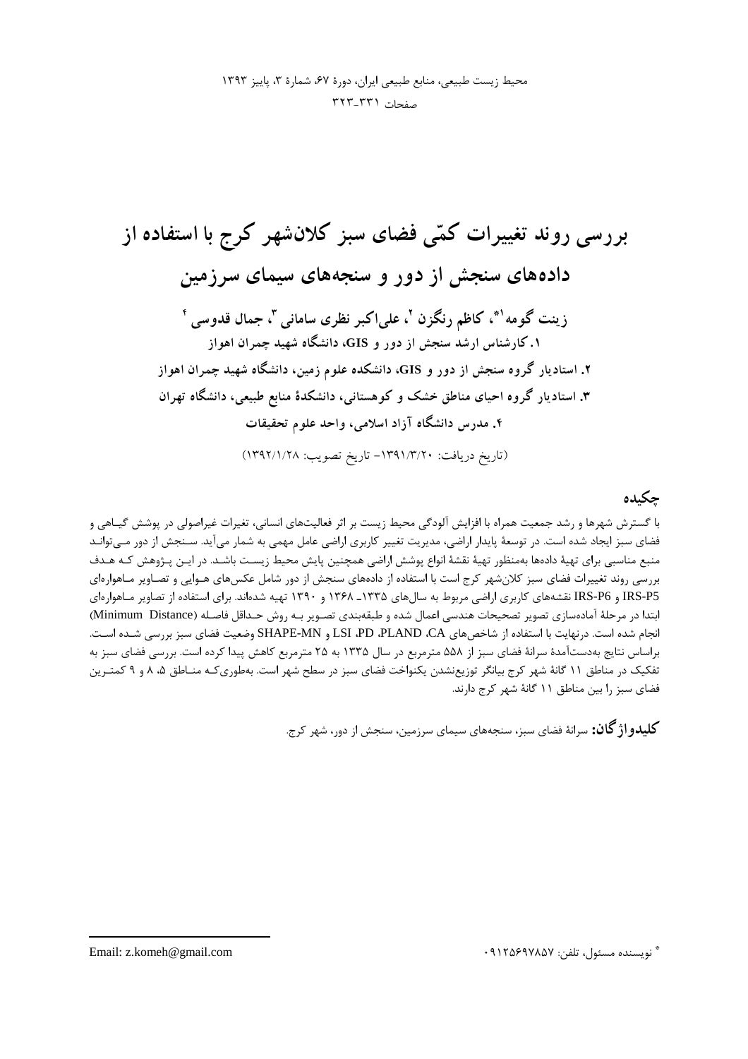# بررسی روند تغییرات کمّی فضای سبز کلان‌شهر کرج با استفاده از داده‌های سنجش از دور و سنجه‌های سیمای سرزمین

**زینت گومه[1*]، کاظم رنگزن [2]، علی‌اکبر نظری سامانی [3]، جمال قدوسی [4]**

**۱. کارشناس ارشد سنجش از دور و GIS، دانشگاه شهید چمران اهواز**

**۲. استادیار گروه سنجش از دور و GIS، دانشکده علوم زمین، دانشگاه شهید چمران اهواز**

**۳. استادیار گروه احیای مناطق خشک و کوهستانی، دانشکدهٔ منابع طبیعی، دانشگاه تهران**

**۴. مدرس دانشگاه آزاد اسلامی، واحد علوم تحقیقات**

(تاریخ دریافت: ۱۳۹۱/۳/۲۰- تاریخ تصویب: ۱۳۹۲/۱/۲۸)

## چکیده

با گسترش شهرها و رشد جمعیت همراه با افزایش آلودگی محیط زیست بر اثر فعالیت‌های انسانی، تغیرات غیراصولی در پوشش گیاهی و فضای سبز ایجاد شده است. در توسعهٔ پایدار اراضی، مدیریت تغییر کاربری اراضی عامل مهمی به شمار می‌آید. سنجش از دور می‌تواند منبع مناسبی برای تهیهٔ داده‌ها به‌منظور تهیهٔ نقشهٔ انواع پوشش اراضی همچنین پایش محیط زیست باشد. در این پژوهش که هدف بررسی روند تغییرات فضای سبز کلان‌شهر کرج است با استفاده از داده‌های سنجش از دور شامل عکس‌های هوایی و تصاویر ماهواره‌ای IRS-P6 و IRS-P5 نقشه‌های کاربری اراضی مربوط به سال‌های ۱۳۳۵ـ ۱۳۶۸ و ۱۳۹۰ تهیه شده‌اند. برای استفاده از تصاویر ماهواره‌ای ابتدا در مرحلهٔ آماده‌سازی تصویر تصحیحات هندسی اعمال شده و طبقه‌بندی تصویر به روش حداقل فاصله (Minimum Distance) انجام شده است. درنهایت با استفاده از شاخص‌های CA، PLAND، PD، LSI و SHAPE-MN وضعیت فضای سبز بررسی شده است. براساس نتایج به‌دست‌آمدهٔ سرانهٔ فضای سبز از ۵۵۸ مترمربع در سال ۱۳۳۵ به ۲۵ مترمربع کاهش پیدا کرده است. بررسی فضای سبز به تفکیک در مناطق ۱۱ گانهٔ شهر کرج بیانگر توزیع‌نشدن یکنواخت فضای سبز در سطح شهر است. به‌طوری‌که مناطق ۵، ۸ و ۹ کمترین فضای سبز را بین مناطق ۱۱ گانهٔ شهر کرج دارند.

**کلیدواژگان:** سرانهٔ فضای سبز، سنجه‌های سیمای سرزمین، سنجش از دور، شهر کرج.

---

* نویسنده مسئول، تلفن: ۰۹۱۲۵۶۹۷۸۵۷ Email: z.komeh@gmail.com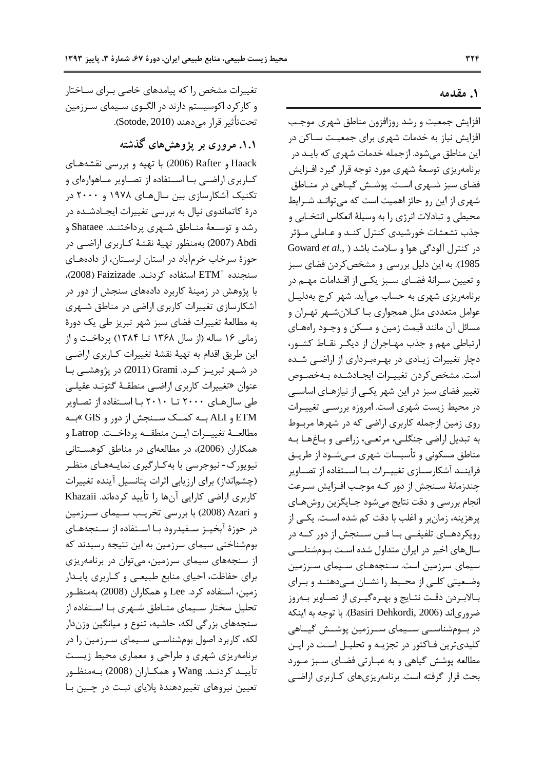## ۱. مقدمه

افزایش جمعیت و رشد روزافزون مناطق شهری موجب افزایش نیاز به خدمات شهری برای جمعیت ساکن در این مناطق می‌شود. ازجمله خدمات شهری که باید در برنامه‌ریزی توسعهٔ شهری مورد توجه قرار گیرد افزایش فضای سبز شهری است. پوشش گیاهی در مناطق شهری از این رو حائز اهمیت است که می‌تواند شرایط محیطی و تبادلات انرژی را به وسیلهٔ انعکاس انتخابی و جذب تشعشات خورشیدی کنترل کند و عاملی مؤثر در کنترل آلودگی هوا و سلامت باشد (Goward *et al.*, 1985). به این دلیل بررسی و مشخص‌کردن فضای سبز و تعیین سرانهٔ فضای سبز یکی از اقدامات مهم در برنامه‌ریزی شهری به حساب می‌آید. شهر کرج به‌دلیل عوامل متعددی مثل همجواری با کلان‌شهر تهران و مسائل آن مانند قیمت زمین و مسکن و وجود راه‌های ارتباطی مهم و جذب مهاجران از دیگر نقاط کشور، دچار تغییرات زیادی در بهره‌برداری از اراضی شده است. مشخص‌کردن تغییرات ایجادشده به‌خصوص تغییر فضای سبز در این شهر یکی از نیازهای اساسی در محیط زیست شهری است. امروزه بررسی تغییرات روی زمین ازجمله کاربری اراضی که در شهرها مربوط به تبدیل اراضی جنگلی، مرتعی، زراعی و باغ‌ها به مناطق مسکونی و تأسیسات شهری می‌شود از طریق فرایند آشکارسازی تغییرات با استفاده از تصاویر چندزمانهٔ سنجش از دور که موجب افزایش سرعت انجام بررسی و دقت نتایج می‌شود جایگزین روش‌های پرهزینه، زمان‌بر و اغلب با دقت کم شده است. یکی از رویکردهای تلفیقی با فن سنجش از دور که در سال‌های اخیر در ایران متداول شده است بوم‌شناسی سیمای سرزمین است. سنجه‌های سیمای سرزمین وضعیتی کلی از محیط را نشان می‌دهند و برای بالابردن دقت نتایج و بهره‌گیری از تصاویر به‌روز ضروری‌اند (Basiri Dehkordi, 2006). با توجه به اینکه در بوم‌شناسی سیمای سرزمین پوشش گیاهی کلیدی‌ترین فاکتور در تجزیه و تحلیل است در این مطالعه پوشش گیاهی و به عبارتی فضای سبز مورد بحث قرار گرفته است. برنامه‌ریزی‌های کاربری اراضی تغییرات مشخص را که پیامدهای خاصی برای ساختار و کارکرد اکوسیستم دارند در الگوی سیمای سرزمین تحت‌تأثیر قرار می‌دهند (Sotode, 2010).

### ۱.۱. مروری بر پژوهش‌های گذشته

Haack و Rafter (2006) با تهیه و بررسی نقشه‌های کاربری اراضی با استفاده از تصاویر ماهواره‌ای و تکنیک آشکارسازی بین سال‌های ۱۹۷۸ و ۲۰۰۰ در درهٔ کاتماندوی نپال به بررسی تغییرات ایجادشده در رشد و توسعهٔ مناطق شهری پرداختند. Shataee و Abdi (2007) به‌منظور تهیهٔ نقشهٔ کاربری اراضی در حوزهٔ سرخاب خرم‌آباد در استان لرستان، از داده‌های سنجنده $ETM^{+}$ استفاده کردند. Faizizade (2008)، با پژوهش در زمینهٔ کاربرد داده‌های سنجش از دور در آشکارسازی تغییرات کاربری اراضی در مناطق شهری به مطالعهٔ تغییرات فضای سبز شهر تبریز طی یک دورهٔ زمانی ۱۶ ساله (از سال ۱۳۶۸ تا ۱۳۸۴) پرداخت و از این طریق اقدام به تهیهٔ نقشهٔ تغییرات کاربری اراضی در شهر تبریز کرد. Grami (2011) در پژوهشی با عنوان «تغییرات کاربری اراضی منطقهٔ گتوند عقیلی طی سال‌های ۲۰۰۰ تا ۲۰۱۰ با استفاده از تصاویر ETM و ALI به کمک سنجش از دور و GIS» به مطالعهٔ تغییرات این منطقه پرداخت. Latrop و همکاران (2006)، در مطالعه‌ای در مناطق کوهستانی نیویورک- نیوجرسی با به‌کارگیری نمایه‌های منظر (چشم‌انداز) برای ارزیابی اثرات پتانسیل آینده تغییرات کاربری اراضی کارایی آن‌ها را تأیید کرده‌اند. Khazaii و Azari (2008) با بررسی تخریب سیمای سرزمین در حوزهٔ آبخیز سفیدرود با استفاده از سنجه‌های بوم‌شناختی سیمای سرزمین به این نتیجه رسیدند که از سنجه‌های سیمای سرزمین، می‌توان در برنامه‌ریزی برای حفاظت، احیای منابع طبیعی و کاربری پایدار زمین، استفاده کرد. Lee و همکاران (2008) به‌منظور تحلیل سختار سیمای مناطق شهری با استفاده از سنجه‌های بزرگی لکه، حاشیه، تنوع و میانگین وزن‌دار لکه، کاربرد اصول بوم‌شناسی سیمای سرزمین را در برنامه‌ریزی شهری و طراحی و معماری محیط زیست تأیید کردند. Wang و همکاران (2008) به‌منظور تعیین نیروهای تغییردهندهٔ پلایای تبت در چین با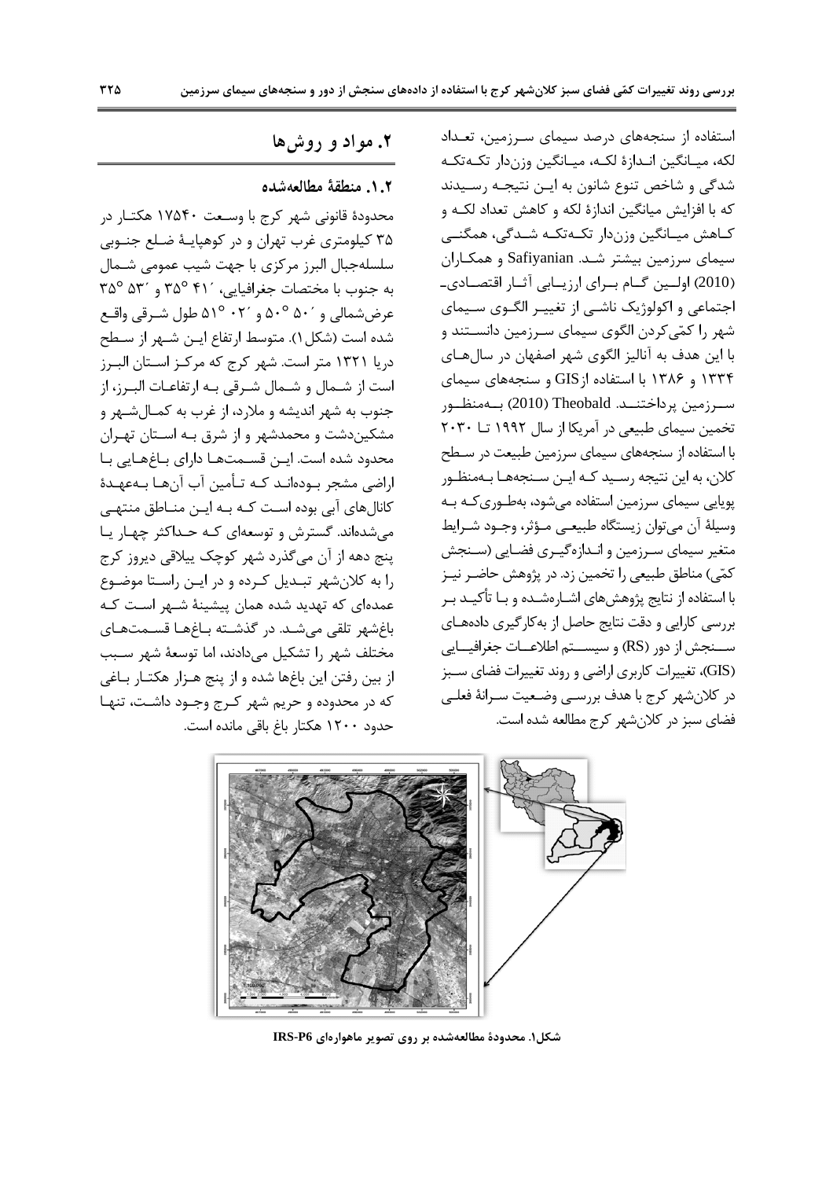استفاده از سنجه‌های درصد سیمای سرزمین، تعداد لکه، میانگین اندازهٔ لکه، میانگین وزن‌دار تکه‌تکه شدگی و شاخص تنوع شانون به این نتیجه رسیدند که با افزایش میانگین اندازهٔ لکه و کاهش تعداد لکه و کاهش میانگین وزن‌دار تکه‌تکه شدگی، همگنی سیمای سرزمین بیشتر شد. Safiyanian و همکاران (2010) اولین گام برای ارزیابی آثار اقتصادی-اجتماعی و اکولوژیک ناشی از تغییر الگوی سیمای شهر را کمّی‌کردن الگوی سیمای سرزمین دانستند و با این هدف به آنالیز الگوی شهر اصفهان در سال‌های ۱۳۳۴ و ۱۳۸۶ با استفاده از GIS و سنجه‌های سیمای سرزمین پرداختند. Theobald (2010) به‌منظور تخمین سیمای طبیعی در آمریکا از سال ۱۹۹۲ تا ۲۰۳۰ با استفاده از سنجه‌های سیمای سرزمین طبیعت در سطح کلان، به این نتیجه رسید که این سنجه‌ها به‌منظور پویایی سیمای سرزمین استفاده می‌شود، به‌طوری‌که به وسیلهٔ آن می‌توان زیستگاه طبیعی مؤثر، وجود شرایط متغیر سیمای سرزمین و اندازه‌گیری فضایی (سنجش کمّی) مناطق طبیعی را تخمین زد. در پژوهش حاضر نیز با استفاده از نتایج پژوهش‌های اشاره‌شده و با تأکید بر بررسی کارایی و دقت نتایج حاصل از به‌کارگیری داده‌های سنجش از دور (RS) و سیستم اطلاعات جغرافیایی (GIS)، تغییرات کاربری اراضی و روند تغییرات فضای سبز در کلان‌شهر کرج با هدف بررسی وضعیت سرانهٔ فعلی فضای سبز در کلان‌شهر کرج مطالعه شده است.

## ۲. مواد و روش‌ها

### ۱.۲. منطقهٔ مطالعه‌شده

محدودهٔ قانونی شهر کرج با وسعت ۱۷۵۴۰ هکتار در ۳۵ کیلومتری غرب تهران و در کوهپایهٔ ضلع جنوبی سلسله‌جبال البرز مرکزی با جهت شیب عمومی شمال به جنوب با مختصات جغرافیایی، ′۴۱ °۳۵ و ′۵۳ °۳۵ عرض‌شمالی و ′۵۰ °۵۰ و ′۰۲ °۵۱ طول شرقی واقع شده است (شکل۱). متوسط ارتفاع این شهر از سطح دریا ۱۳۲۱ متر است. شهر کرج که مرکز استان البرز است از شمال و شمال شرقی به ارتفاعات البرز، از جنوب به شهر اندیشه و ملارد، از غرب به کمال‌شهر و مشکین‌دشت و محمدشهر و از شرق به استان تهران محدود شده است. این قسمت‌ها دارای باغ‌هایی با اراضی مشجر بوده‌اند که تأمین آب آن‌ها به‌عهدهٔ کانال‌های آبی بوده است که به این مناطق منتهی می‌شده‌اند. گسترش و توسعه‌ای که حداکثر چهار یا پنج دهه از آن می‌گذرد شهر کوچک ییلاقی دیروز کرج را به کلان‌شهر تبدیل کرده و در این راستا موضوع عمده‌ای که تهدید شده همان پیشینهٔ شهر است که باغ‌شهر تلقی می‌شد. در گذشته باغ‌ها قسمت‌های مختلف شهر را تشکیل می‌دادند، اما توسعهٔ شهر سبب از بین رفتن این باغ‌ها شده و از پنج هزار هکتار باغی که در محدوده و حریم شهر کرج وجود داشت، تنها حدود ۱۲۰۰ هکتار باغ باقی مانده است.

**شکل۱. محدودهٔ مطالعه‌شده بر روی تصویر ماهواره‌ای IRS-P6**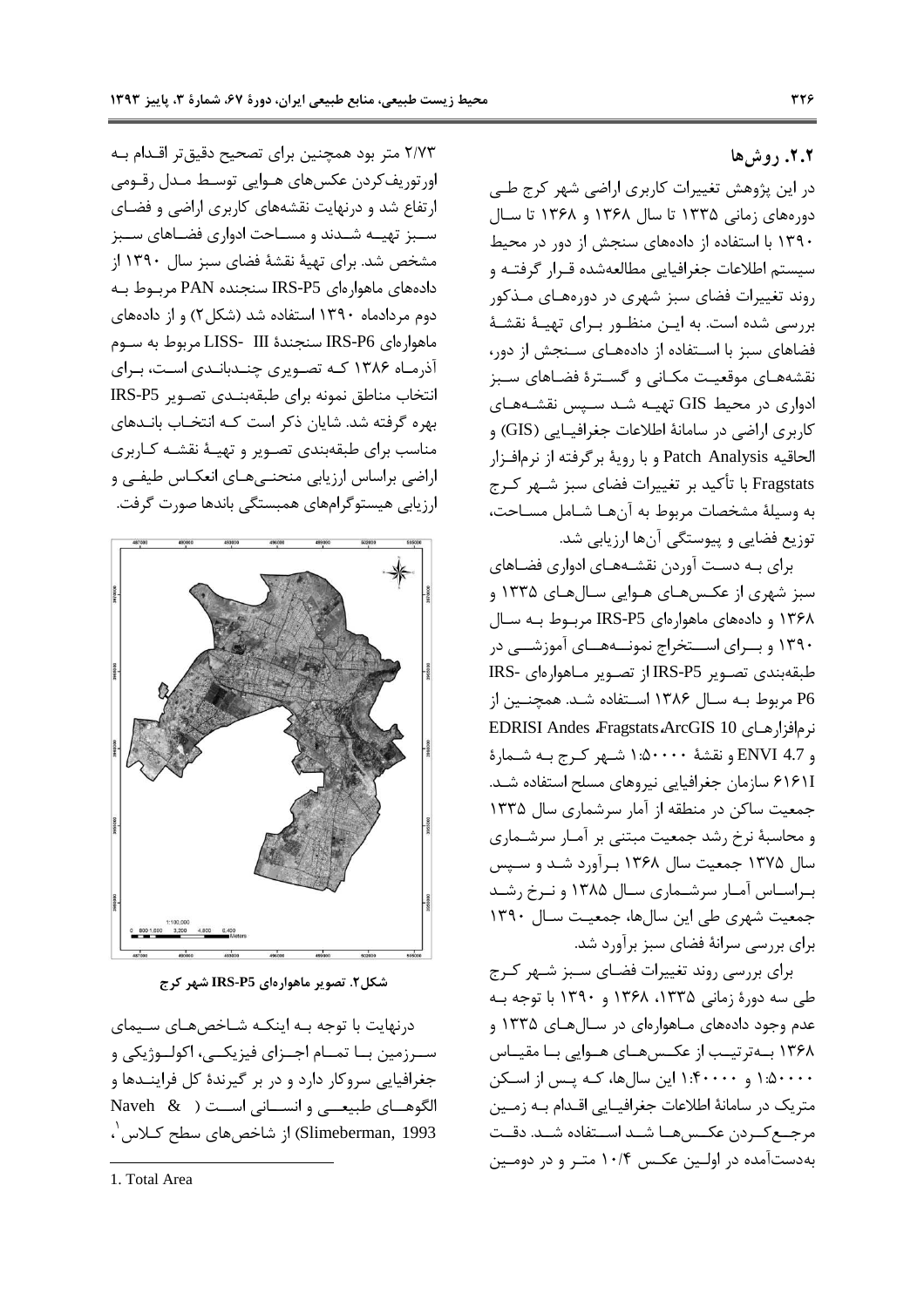## ۲.۲. روش‌ها

در این پژوهش تغییرات کاربری اراضی شهر کرج طی دوره‌های زمانی ۱۳۳۵ تا سال ۱۳۶۸ و ۱۳۶۸ تا سال ۱۳۹۰ با استفاده از داده‌های سنجش از دور در محیط سیستم اطلاعات جغرافیایی مطالعه‌شده قرار گرفته و روند تغییرات فضای سبز شهری در دوره‌های مذکور بررسی شده است. به این منظور برای تهیهٔ نقشهٔ فضاهای سبز با استفاده از داده‌های سنجش از دور، نقشه‌های موقعیت مکانی و گسترهٔ فضاهای سبز ادواری در محیط GIS تهیه شد سپس نقشه‌های کاربری اراضی در سامانهٔ اطلاعات جغرافیایی (GIS) و الحاقیه Patch Analysis و با رویهٔ برگرفته از نرم‌افزار Fragstats با تأکید بر تغییرات فضای سبز شهر کرج به وسیلهٔ مشخصات مربوط به آن‌ها شامل مساحت، توزیع فضایی و پیوستگی آن‌ها ارزیابی شد.

برای به دست آوردن نقشه‌های ادواری فضاهای سبز شهری از عکس‌های هوایی سال‌های ۱۳۳۵ و ۱۳۶۸ و داده‌های ماهواره‌ای IRS-P5 مربوط به سال ۱۳۹۰ و برای استخراج نمونه‌های آموزشی در طبقه‌بندی تصویر IRS-P5 از تصویر ماهواره‌ای IRS-P6 مربوط به سال ۱۳۸۶ استفاده شد. همچنین از نرم‌افزارهای ArcGIS 10، Fragstats، EDRISI Andes و ENVI 4.7 و نقشهٔ ۱:۵۰۰۰۰ شهر کرج به شمارهٔ I۶۱۶۱ سازمان جغرافیایی نیروهای مسلح استفاده شد. جمعیت ساکن در منطقه از آمار سرشماری سال ۱۳۳۵ و محاسبهٔ نرخ رشد جمعیت مبتنی بر آمار سرشماری سال ۱۳۷۵ جمعیت سال ۱۳۶۸ برآورد شد و سپس براساس آمار سرشماری سال ۱۳۸۵ و نرخ رشد جمعیت شهری طی این سال‌ها، جمعیت سال ۱۳۹۰ برای بررسی سرانهٔ فضای سبز برآورد شد.

برای بررسی روند تغییرات فضای سبز شهر کرج طی سه دورهٔ زمانی ۱۳۳۵، ۱۳۶۸ و ۱۳۹۰ با توجه به عدم وجود داده‌های ماهواره‌ای در سال‌های ۱۳۳۵ و ۱۳۶۸ به‌ترتیب از عکس‌های هوایی با مقیاس ۱:۵۰۰۰۰ و ۱:۴۰۰۰۰ این سال‌ها، که پس از اسکن متریک در سامانهٔ اطلاعات جغرافیایی اقدام به زمین مرجع‌کردن عکس‌ها شد استفاده شد. دقت به‌دست‌آمده در اولین عکس ۱۰/۴ متر و در دومین ۲/۷۳ متر بود همچنین برای تصحیح دقیق‌تر اقدام به اورتوریف‌کردن عکس‌های هوایی توسط مدل رقومی ارتفاع شد و درنهایت نقشه‌های کاربری اراضی و فضای سبز تهیه شدند و مساحت ادواری فضاهای سبز مشخص شد. برای تهیهٔ نقشهٔ فضای سبز سال ۱۳۹۰ از داده‌های ماهواره‌ای IRS-P5 سنجنده PAN مربوط به دوم مردادماه ۱۳۹۰ استفاده شد (شکل۲) و از داده‌های ماهواره‌ای IRS-P6 سنجندهٔ LISS- III مربوط به سوم آذرماه ۱۳۸۶ که تصویری چندباندی است، برای انتخاب مناطق نمونه برای طبقه‌بندی تصویر IRS-P5 بهره گرفته شد. شایان ذکر است که انتخاب باندهای مناسب برای طبقه‌بندی تصویر و تهیهٔ نقشه کاربری اراضی براساس ارزیابی منحنی‌های انعکاس طیفی و ارزیابی هیستوگرام‌های همبستگی باندها صورت گرفت.

**شکل۲. تصویر ماهواره‌ای IRS-P5 شهر کرج**

درنهایت با توجه به اینکه شاخص‌های سیمای سرزمین با تمام اجزای فیزیکی، اکولوژیکی و جغرافیایی سروکار دارد و در بر گیرندهٔ کل فرایندها و الگوهای طبیعی و انسانی است (Naveh & Slimeberman, 1993) از شاخص‌های سطح کلاس[1]،

---

1. Total Area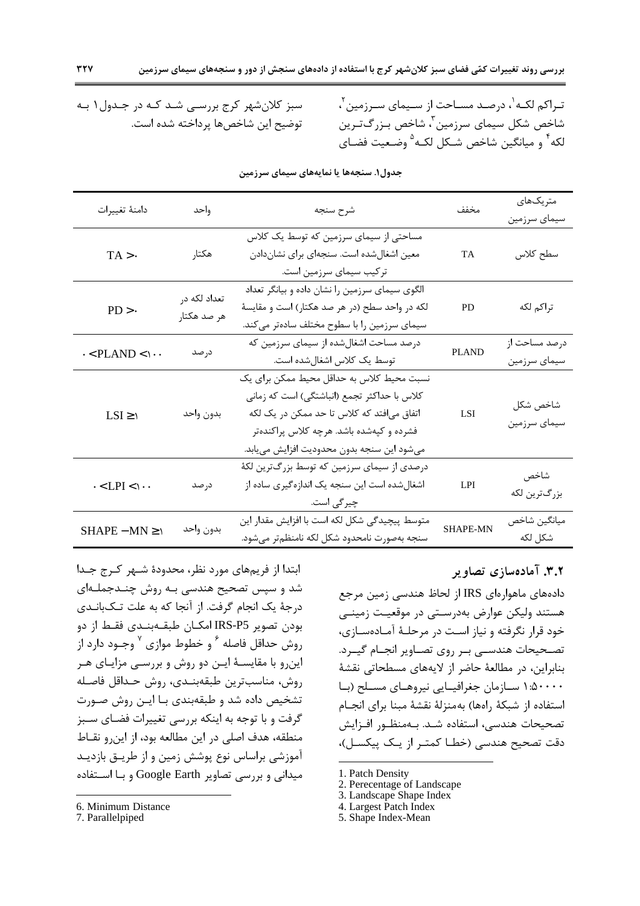تراکم لکه[1]، درصد مساحت از سیمای سرزمین[2]، شاخص شکل سیمای سرزمین[3]، شاخص بزرگ‌ترین لکه[4] و میانگین شاخص شکل لکه[5] وضعیت فضای سبز کلان‌شهر کرج بررسی شد که در جدول۱ به توضیح این شاخص‌ها پرداخته شده است.

**جدول۱. سنجه‌ها یا نمایه‌های سیمای سرزمین**

| متریک‌های سیمای سرزمین | مخفف | شرح سنجه | واحد | دامنهٔ تغییرات |
|---|---|---|---|---|
| سطح کلاس | TA | مساحتی از سیمای سرزمین که توسط یک کلاس معین اشغال‌شده است. سنجه‌ای برای نشان‌دادن ترکیب سیمای سرزمین است. | هکتار | $TA > 0$ |
| تراکم لکه | PD | الگوی سیمای سرزمین را نشان داده و بیانگر تعداد لکه در واحد سطح (در هر صد هکتار) است و مقایسهٔ سیمای سرزمین را با سطوح مختلف ساده‌تر می‌کند. | تعداد لکه در هر صد هکتار | $PD > 0$ |
| درصد مساحت از سیمای سرزمین | PLAND | درصد مساحت اشغال‌شده از سیمای سرزمین که توسط یک کلاس اشغال‌شده است. | درصد | $0 < PLAND < 100$ |
| شاخص شکل سیمای سرزمین | LSI | نسبت محیط کلاس به حداقل محیط ممکن برای یک کلاس با حداکثر تجمع (انباشتگی) است که زمانی اتفاق می‌افتد که کلاس تا حد ممکن در یک لکه فشرده و کپه‌شده باشد. هرچه کلاس پراکنده‌تر می‌شود این سنجه بدون محدودیت افزایش می‌یابد. | بدون واحد | $LSI \geq 1$ |
| شاخص بزرگ‌ترین لکه | LPI | درصدی از سیمای سرزمین که توسط بزرگ‌ترین لکهٔ اشغال‌شده است این سنجه یک اندازه‌گیری ساده از چیرگی است. | درصد | $0 < LPI < 100$ |
| میانگین شاخص شکل لکه | SHAPE-MN | متوسط پیچیدگی شکل لکه است با افزایش مقدار این سنجه به‌صورت نامحدود شکل لکه نامنظم‌تر می‌شود. | بدون واحد | $SHAPE-MN \geq 1$ |

### ۳.۲. آماده‌سازی تصاویر

داده‌های ماهواره‌ای IRS از لحاظ هندسی زمین مرجع هستند ولیکن عوارض به‌درستی در موقعیت زمینی خود قرار نگرفته و نیاز است در مرحلهٔ آماده‌سازی، تصحیحات هندسی بر روی تصاویر انجام گیرد. بنابراین، در مطالعهٔ حاضر از لایه‌های مسطحاتی نقشهٔ ۱:۵۰۰۰۰ سازمان جغرافیایی نیروهای مسلح (با استفاده از شبکهٔ راه‌ها) به‌منزلهٔ نقشهٔ مبنا برای انجام تصحیحات هندسی، استفاده شد. به‌منظور افزایش دقت تصحیح هندسی (خطا کمتر از یک پیکسل)، ابتدا از فریم‌های مورد نظر، محدودهٔ شهر کرج جدا شد و سپس تصحیح هندسی به روش چندجمله‌ای درجهٔ یک انجام گرفت. از آنجا که به علت تک‌باندی بودن تصویر IRS-P5 امکان طبقه‌بندی فقط از دو روش حداقل فاصله[6] و خطوط موازی[7] وجود دارد از این‌رو با مقایسهٔ این دو روش و بررسی مزایای هر روش، مناسب‌ترین طبقه‌بندی، روش حداقل فاصله تشخیص داده شد و طبقه‌بندی با این روش صورت گرفت و با توجه به اینکه بررسی تغییرات فضای سبز منطقه، هدف اصلی در این مطالعه بود، از این‌رو نقاط آموزشی براساس نوع پوشش زمین و از طریق بازدید میدانی و بررسی تصاویر Google Earth و با استفاده

---

1. Patch Density
2. Perecentage of Landscape
3. Landscape Shape Index
4. Largest Patch Index
5. Shape Index-Mean
6. Minimum Distance
7. Parallelpiped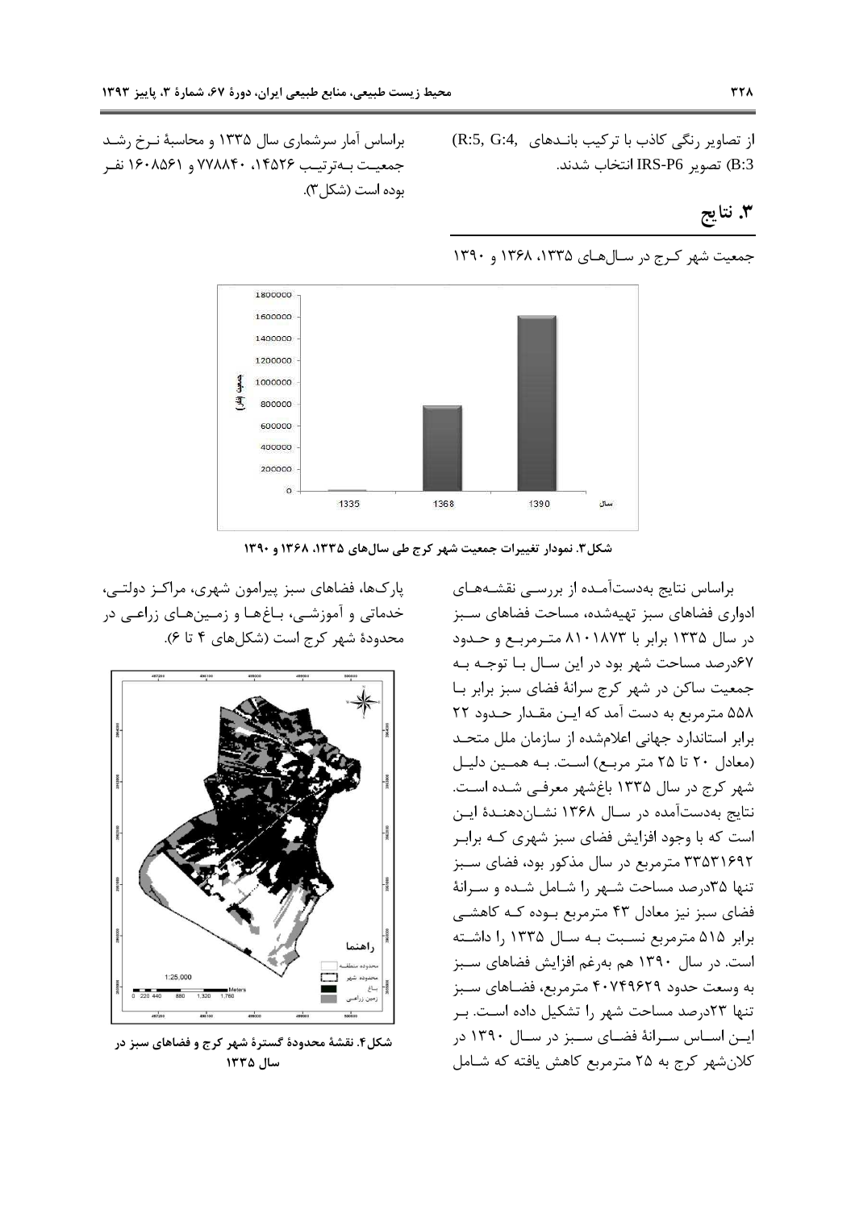از تصاویر رنگی کاذب با ترکیب باندهای (R:5, G:4, B:3) تصویر IRS-P6 انتخاب شدند.

## ۳. نتایج

جمعیت شهر کرج در سال‌های ۱۳۳۵، ۱۳۶۸ و ۱۳۹۰ براساس آمار سرشماری سال ۱۳۳۵ و محاسبهٔ نرخ رشد جمعیت به‌ترتیب ۱۴۵۲۶، ۷۷۸۸۴۰ و ۱۶۰۸۵۶۱ نفر بوده است (شکل۳).

**شکل۳. نمودار تغییرات جمعیت شهر کرج طی سال‌های ۱۳۳۵، ۱۳۶۸ و ۱۳۹۰**

براساس نتایج به‌دست‌آمده از بررسی نقشه‌های ادواری فضاهای سبز تهیه‌شده، مساحت فضاهای سبز در سال ۱۳۳۵ برابر با ۸۱۰۱۸۷۳ مترمربع و حدود ۶۷درصد مساحت شهر بود در این سال با توجه به جمعیت ساکن در شهر کرج سرانهٔ فضای سبز برابر با ۵۵۸ مترمربع به دست آمد که این مقدار حدود ۲۲ برابر استاندارد جهانی اعلام‌شده از سازمان ملل متحد (معادل ۲۰ تا ۲۵ متر مربع) است. به همین دلیل شهر کرج در سال ۱۳۳۵ باغ‌شهر معرفی شده است. نتایج به‌دست‌آمده در سال ۱۳۶۸ نشان‌دهندهٔ این است که با وجود افزایش فضای سبز شهری که برابر ۳۳۵۳۱۶۹۲ مترمربع در سال مذکور بود، فضای سبز تنها ۳۵درصد مساحت شهر را شامل شده و سرانهٔ فضای سبز نیز معادل ۴۳ مترمربع بوده که کاهشی برابر ۵۱۵ مترمربع نسبت به سال ۱۳۳۵ را داشته است. در سال ۱۳۹۰ هم به‌رغم افزایش فضاهای سبز به وسعت حدود ۴۰۷۴۹۶۲۹ مترمربع، فضاهای سبز تنها ۲۳درصد مساحت شهر را تشکیل داده است. بر این اساس سرانهٔ فضای سبز در سال ۱۳۹۰ در کلان‌شهر کرج به ۲۵ مترمربع کاهش یافته که شامل پارک‌ها، فضاهای سبز پیرامون شهری، مراکز دولتی، خدماتی و آموزشی، باغ‌ها و زمین‌های زراعی در محدودهٔ شهر کرج است (شکل‌های ۴ تا ۶).

**شکل۴. نقشهٔ محدودهٔ گسترهٔ شهر کرج و فضاهای سبز در سال ۱۳۳۵**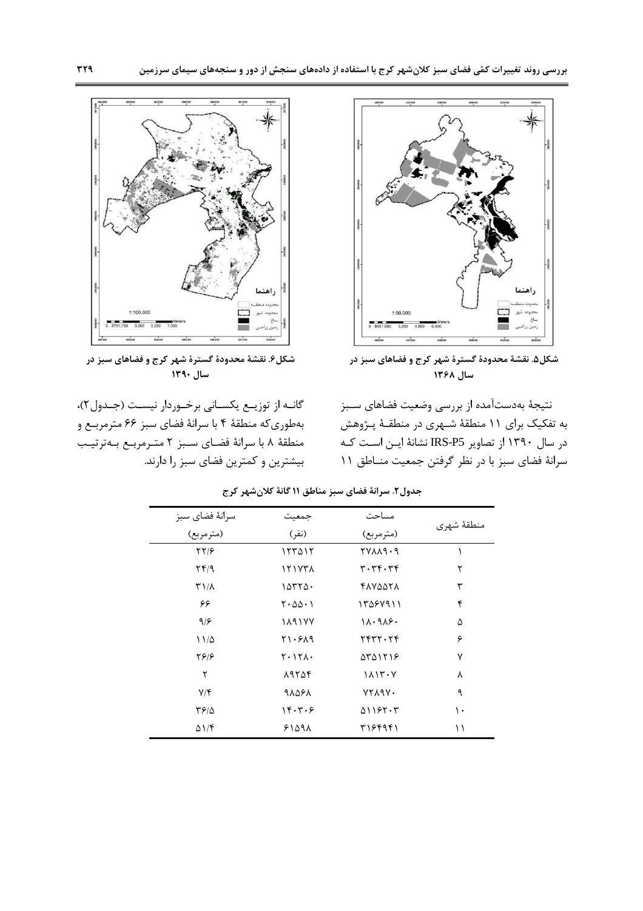شکل۵. نقشهٔ محدودهٔ گسترهٔ شهر کرج و فضاهای سبز در سال ۱۳۶۸

شکل۶. نقشهٔ محدودهٔ گسترهٔ شهر کرج و فضاهای سبز در سال ۱۳۹۰

نتیجهٔ به‌دست‌آمده از بررسی وضعیت فضاهای سبز به تفکیک برای ۱۱ منطقهٔ شهری در منطقهٔ پژوهش در سال ۱۳۹۰ از تصاویر IRS-P5 نشانهٔ این است که سرانهٔ فضای سبز با در نظر گرفتن جمعیت مناطق ۱۱ گانه از توزیع یکسانی برخوردار نیست (جدول۲)، به‌طوری‌که منطقهٔ ۴ با سرانهٔ فضای سبز ۶۶ مترمربع و منطقهٔ ۸ با سرانهٔ فضای سبز ۲ مترمربع به‌ترتیب بیشترین و کمترین فضای سبز را دارند.

جدول۲. سرانهٔ فضای سبز مناطق ۱۱ گانهٔ کلان‌شهر کرج

| منطقهٔ شهری | مساحت (مترمربع) | جمعیت (نفر) | سرانهٔ فضای سبز (مترمربع) |
|---|---|---|---|
| ۱ | ۲۷۸۸۹۰۹ | ۱۲۳۵۱۲ | ۲۲/۶ |
| ۲ | ۳۰۳۴۰۳۴ | ۱۲۱۷۳۸ | ۲۴/۹ |
| ۳ | ۴۸۷۵۵۲۸ | ۱۵۳۲۵۰ | ۳۱/۸ |
| ۴ | ۱۳۵۶۷۹۱۱ | ۲۰۵۵۰۱ | ۶۶ |
| ۵ | ۱۸۰۹۸۶۰ | ۱۸۹۱۷۷ | ۹/۶ |
| ۶ | ۲۴۳۲۰۲۴ | ۲۱۰۶۸۹ | ۱۱/۵ |
| ۷ | ۵۳۵۱۲۱۶ | ۲۰۱۲۸۰ | ۲۶/۶ |
| ۸ | ۱۸۱۳۰۷ | ۸۹۲۵۴ | ۲ |
| ۹ | ۷۲۸۹۷۰ | ۹۸۵۶۸ | ۷/۴ |
| ۱۰ | ۵۱۱۶۲۰۳ | ۱۴۰۳۰۶ | ۳۶/۵ |
| ۱۱ | ۳۱۶۴۹۴۱ | ۶۱۵۹۸ | ۵۱/۴ |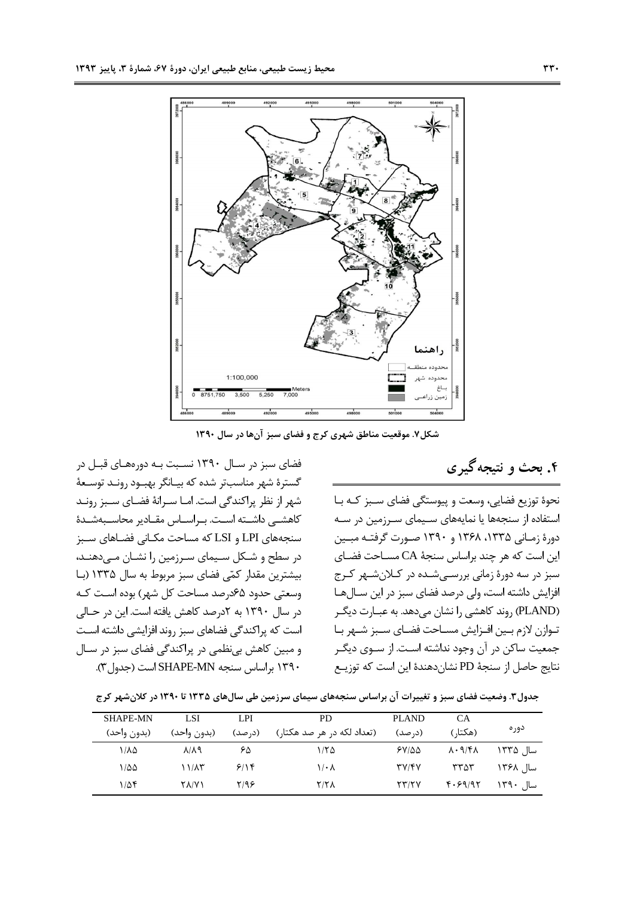شکل۷. موقعیت مناطق شهری کرج و فضای سبز آن‌ها در سال ۱۳۹۰

## ۴. بحث و نتیجه‌گیری

نحوۀ توزیع فضایی، وسعت و پیوستگی فضای سبز که با استفاده از سنجه‌ها یا نمایه‌های سیمای سرزمین در سه دورۀ زمانی ۱۳۳۵، ۱۳۶۸ و ۱۳۹۰ صورت گرفته مبین این است که هر چند براساس سنجۀ CA مساحت فضای سبز در سه دورۀ زمانی بررسی‌شده در کلان‌شهر کرج افزایش داشته است، ولی درصد فضای سبز در این سال‌ها (PLAND) روند کاهشی را نشان می‌دهد. به عبارت دیگر توازن لازم بین افزایش مساحت فضای سبز شهر با جمعیت ساکن در آن وجود نداشته است. از سوی دیگر نتایج حاصل از سنجۀ PD نشان‌دهندۀ این است که توزیع فضای سبز در سال ۱۳۹۰ نسبت به دوره‌های قبل در گسترۀ شهر مناسب‌تر شده که بیانگر بهبود روند توسعۀ شهر از نظر پراکندگی است. اما سرانۀ فضای سبز روند کاهشی داشته است. براساس مقادیر محاسبه‌شدۀ سنجه‌های LPI و LSI که مساحت مکانی فضاهای سبز در سطح و شکل سیمای سرزمین را نشان می‌دهند، بیشترین مقدار کمّی فضای سبز مربوط به سال ۱۳۳۵ (با وسعتی حدود ۶۵درصد مساحت کل شهر) بوده است که در سال ۱۳۹۰ به ۲درصد کاهش یافته است. این در حالی است که پراکندگی فضاهای سبز روند افزایشی داشته است و مبین کاهش بی‌نظمی در پراکندگی فضای سبز در سال ۱۳۹۰ براساس سنجه SHAPE-MN است (جدول۳).

جدول۳. وضعیت فضای سبز و تغییرات آن براساس سنجه‌های سیمای سرزمین طی سال‌های ۱۳۳۵ تا ۱۳۹۰ در کلان‌شهر کرج

| دوره | CA (هکتار) | PLAND (درصد) | PD (تعداد لکه در هر صد هکتار) | LPI (درصد) | LSI (بدون واحد) | SHAPE-MN (بدون واحد) |
|---|---|---|---|---|---|---|
| سال ۱۳۳۵ | ۸۰۹/۴۸ | ۶۷/۵۵ | ۱/۲۵ | ۶۵ | ۸/۸۹ | ۱/۸۵ |
| سال ۱۳۶۸ | ۳۳۵۳ | ۳۷/۴۷ | ۱/۰۸ | ۶/۱۴ | ۱۱/۸۳ | ۱/۵۵ |
| سال ۱۳۹۰ | ۴۰۶۹/۹۲ | ۲۳/۲۷ | ۲/۲۸ | ۲/۹۶ | ۲۸/۷۱ | ۱/۵۴ |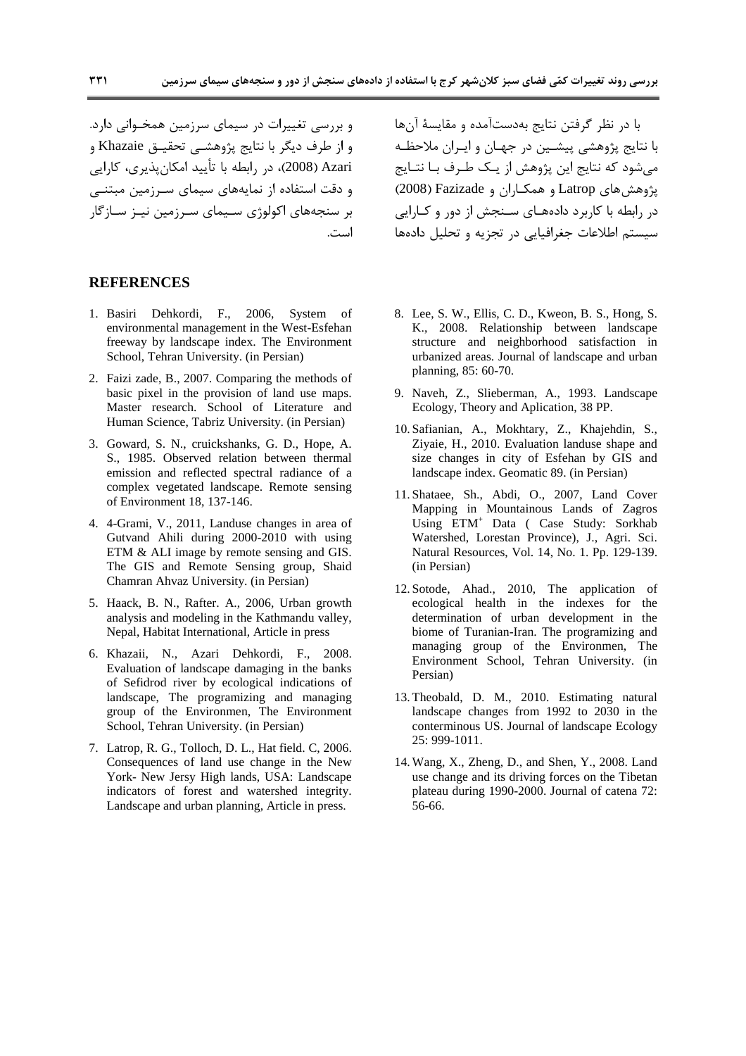با در نظر گرفتن نتایج به‌دست‌آمده و مقایسهٔ آن‌ها با نتایج پژوهشی پیشین در جهان و ایران ملاحظه می‌شود که نتایج این پژوهش از یک طرف با نتایج پژوهش‌های Latrop و همکاران و Fazizade (2008) در رابطه با کاربرد داده‌های سنجش از دور و کارایی سیستم اطلاعات جغرافیایی در تجزیه و تحلیل داده‌ها و بررسی تغییرات در سیمای سرزمین همخوانی دارد. و از طرف دیگر با نتایج پژوهشی تحقیق Khazaie و Azari (2008)، در رابطه با تأیید امکان‌پذیری، کارایی و دقت استفاده از نمایه‌های سیمای سرزمین مبتنی بر سنجه‌های اکولوژی سیمای سرزمین نیز سازگار است.

## REFERENCES

1. Basiri Dehkordi, F., 2006, System of environmental management in the West-Esfehan freeway by landscape index. The Environment School, Tehran University. (in Persian)
2. Faizi zade, B., 2007. Comparing the methods of basic pixel in the provision of land use maps. Master research. School of Literature and Human Science, Tabriz University. (in Persian)
3. Goward, S. N., cruickshanks, G. D., Hope, A. S., 1985. Observed relation between thermal emission and reflected spectral radiance of a complex vegetated landscape. Remote sensing of Environment 18, 137-146.
4. 4-Grami, V., 2011, Landuse changes in area of Gutvand Ahili during 2000-2010 with using ETM & ALI image by remote sensing and GIS. The GIS and Remote Sensing group, Shaid Chamran Ahvaz University. (in Persian)
5. Haack, B. N., Rafter. A., 2006, Urban growth analysis and modeling in the Kathmandu valley, Nepal, Habitat International, Article in press
6. Khazaii, N., Azari Dehkordi, F., 2008. Evaluation of landscape damaging in the banks of Sefidrod river by ecological indications of landscape, The programizing and managing group of the Environmen, The Environment School, Tehran University. (in Persian)
7. Latrop, R. G., Tolloch, D. L., Hat field. C, 2006. Consequences of land use change in the New York- New Jersy High lands, USA: Landscape indicators of forest and watershed integrity. Landscape and urban planning, Article in press.
8. Lee, S. W., Ellis, C. D., Kweon, B. S., Hong, S. K., 2008. Relationship between landscape structure and neighborhood satisfaction in urbanized areas. Journal of landscape and urban planning, 85: 60-70.
9. Naveh, Z., Slieberman, A., 1993. Landscape Ecology, Theory and Aplication, 38 PP.
10. Safianian, A., Mokhtary, Z., Khajehdin, S., Ziyaie, H., 2010. Evaluation landuse shape and size changes in city of Esfehan by GIS and landscape index. Geomatic 89. (in Persian)
11. Shataee, Sh., Abdi, O., 2007, Land Cover Mapping in Mountainous Lands of Zagros Using ETM+ Data ( Case Study: Sorkhab Watershed, Lorestan Province), J., Agri. Sci. Natural Resources, Vol. 14, No. 1. Pp. 129-139. (in Persian)
12. Sotode, Ahad., 2010, The application of ecological health in the indexes for the determination of urban development in the biome of Turanian-Iran. The programizing and managing group of the Environmen, The Environment School, Tehran University. (in Persian)
13. Theobald, D. M., 2010. Estimating natural landscape changes from 1992 to 2030 in the conterminous US. Journal of landscape Ecology 25: 999-1011.
14. Wang, X., Zheng, D., and Shen, Y., 2008. Land use change and its driving forces on the Tibetan plateau during 1990-2000. Journal of catena 72: 56-66.